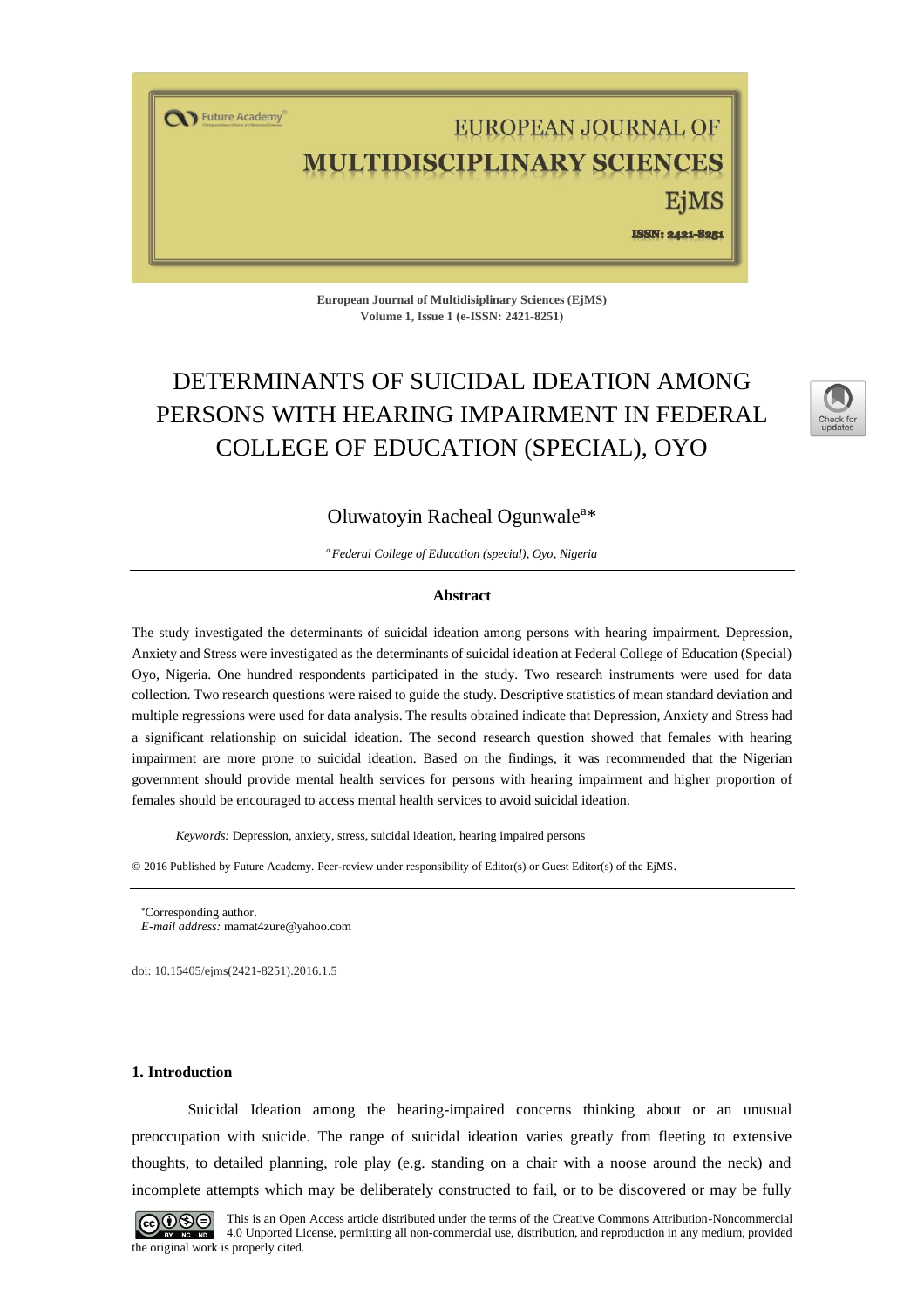European Journal of Multidisiplinary Sciences (EjMS)
Volume 1, Issue 1 (e-ISSN: 2421-8251)

# DETERMINANTS OF SUICIDAL IDEATION AMONG PERSONS WITH HEARING IMPAIRMENT IN FEDERAL COLLEGE OF EDUCATION (SPECIAL), OYO

Oluwatoyin Racheal Ogunwale[a]*

[a] *Federal College of Education (special), Oyo, Nigeria*

### Abstract

The study investigated the determinants of suicidal ideation among persons with hearing impairment. Depression, Anxiety and Stress were investigated as the determinants of suicidal ideation at Federal College of Education (Special) Oyo, Nigeria. One hundred respondents participated in the study. Two research instruments were used for data collection. Two research questions were raised to guide the study. Descriptive statistics of mean standard deviation and multiple regressions were used for data analysis. The results obtained indicate that Depression, Anxiety and Stress had a significant relationship on suicidal ideation. The second research question showed that females with hearing impairment are more prone to suicidal ideation. Based on the findings, it was recommended that the Nigerian government should provide mental health services for persons with hearing impairment and higher proportion of females should be encouraged to access mental health services to avoid suicidal ideation.

*Keywords:* Depression, anxiety, stress, suicidal ideation, hearing impaired persons

© 2016 Published by Future Academy. Peer-review under responsibility of Editor(s) or Guest Editor(s) of the EjMS.

*Corresponding author.
*E-mail address:* mamat4zure@yahoo.com

doi: 10.15405/ejms(2421-8251).2016.1.5

## 1. Introduction

Suicidal Ideation among the hearing-impaired concerns thinking about or an unusual preoccupation with suicide. The range of suicidal ideation varies greatly from fleeting to extensive thoughts, to detailed planning, role play (e.g. standing on a chair with a noose around the neck) and incomplete attempts which may be deliberately constructed to fail, or to be discovered or may be fully

This is an Open Access article distributed under the terms of the Creative Commons Attribution-Noncommercial 4.0 Unported License, permitting all non-commercial use, distribution, and reproduction in any medium, provided the original work is properly cited.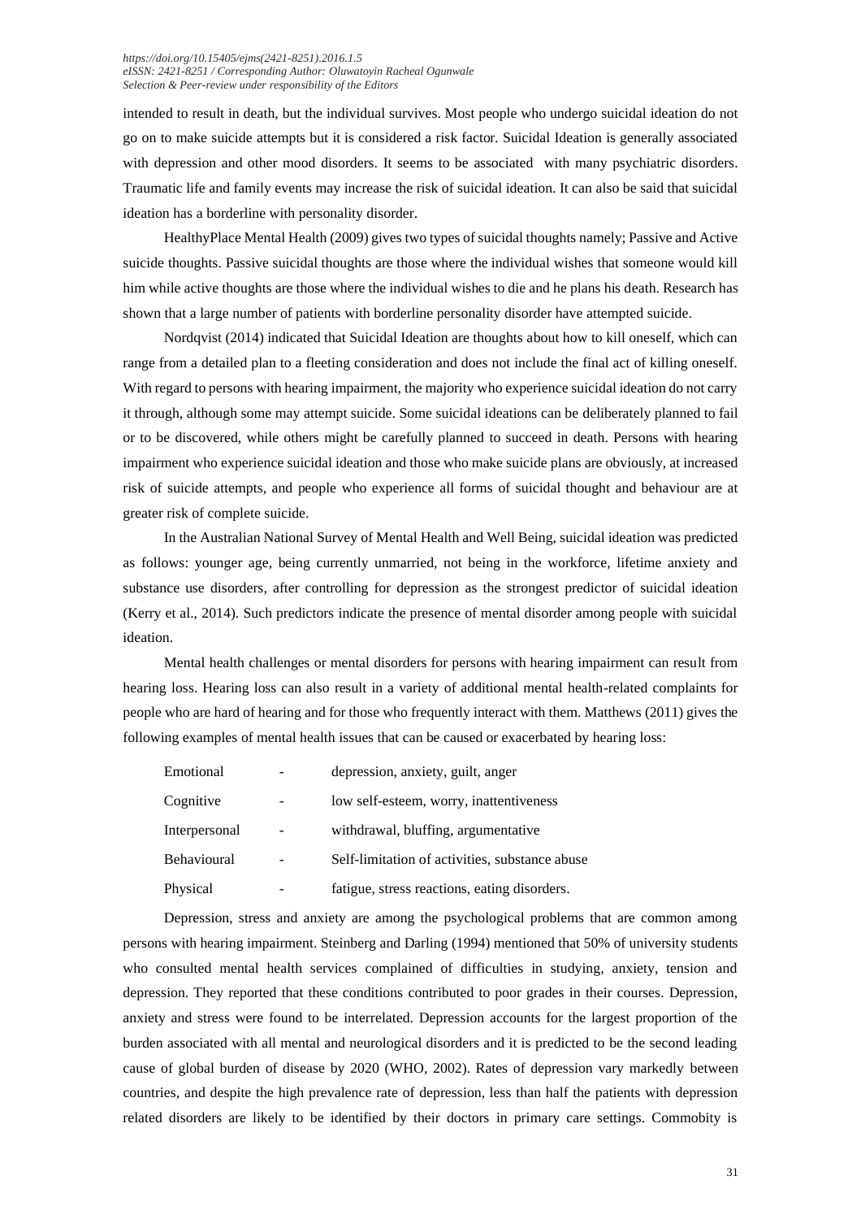intended to result in death, but the individual survives. Most people who undergo suicidal ideation do not go on to make suicide attempts but it is considered a risk factor. Suicidal Ideation is generally associated with depression and other mood disorders. It seems to be associated with many psychiatric disorders. Traumatic life and family events may increase the risk of suicidal ideation. It can also be said that suicidal ideation has a borderline with personality disorder.

HealthyPlace Mental Health (2009) gives two types of suicidal thoughts namely; Passive and Active suicide thoughts. Passive suicidal thoughts are those where the individual wishes that someone would kill him while active thoughts are those where the individual wishes to die and he plans his death. Research has shown that a large number of patients with borderline personality disorder have attempted suicide.

Nordqvist (2014) indicated that Suicidal Ideation are thoughts about how to kill oneself, which can range from a detailed plan to a fleeting consideration and does not include the final act of killing oneself. With regard to persons with hearing impairment, the majority who experience suicidal ideation do not carry it through, although some may attempt suicide. Some suicidal ideations can be deliberately planned to fail or to be discovered, while others might be carefully planned to succeed in death. Persons with hearing impairment who experience suicidal ideation and those who make suicide plans are obviously, at increased risk of suicide attempts, and people who experience all forms of suicidal thought and behaviour are at greater risk of complete suicide.

In the Australian National Survey of Mental Health and Well Being, suicidal ideation was predicted as follows: younger age, being currently unmarried, not being in the workforce, lifetime anxiety and substance use disorders, after controlling for depression as the strongest predictor of suicidal ideation (Kerry et al., 2014). Such predictors indicate the presence of mental disorder among people with suicidal ideation.

Mental health challenges or mental disorders for persons with hearing impairment can result from hearing loss. Hearing loss can also result in a variety of additional mental health-related complaints for people who are hard of hearing and for those who frequently interact with them. Matthews (2011) gives the following examples of mental health issues that can be caused or exacerbated by hearing loss:

| | | |
|---|---|---|
| Emotional | - | depression, anxiety, guilt, anger |
| Cognitive | - | low self-esteem, worry, inattentiveness |
| Interpersonal | - | withdrawal, bluffing, argumentative |
| Behavioural | - | Self-limitation of activities, substance abuse |
| Physical | - | fatigue, stress reactions, eating disorders. |

Depression, stress and anxiety are among the psychological problems that are common among persons with hearing impairment. Steinberg and Darling (1994) mentioned that 50% of university students who consulted mental health services complained of difficulties in studying, anxiety, tension and depression. They reported that these conditions contributed to poor grades in their courses. Depression, anxiety and stress were found to be interrelated. Depression accounts for the largest proportion of the burden associated with all mental and neurological disorders and it is predicted to be the second leading cause of global burden of disease by 2020 (WHO, 2002). Rates of depression vary markedly between countries, and despite the high prevalence rate of depression, less than half the patients with depression related disorders are likely to be identified by their doctors in primary care settings. Commobity is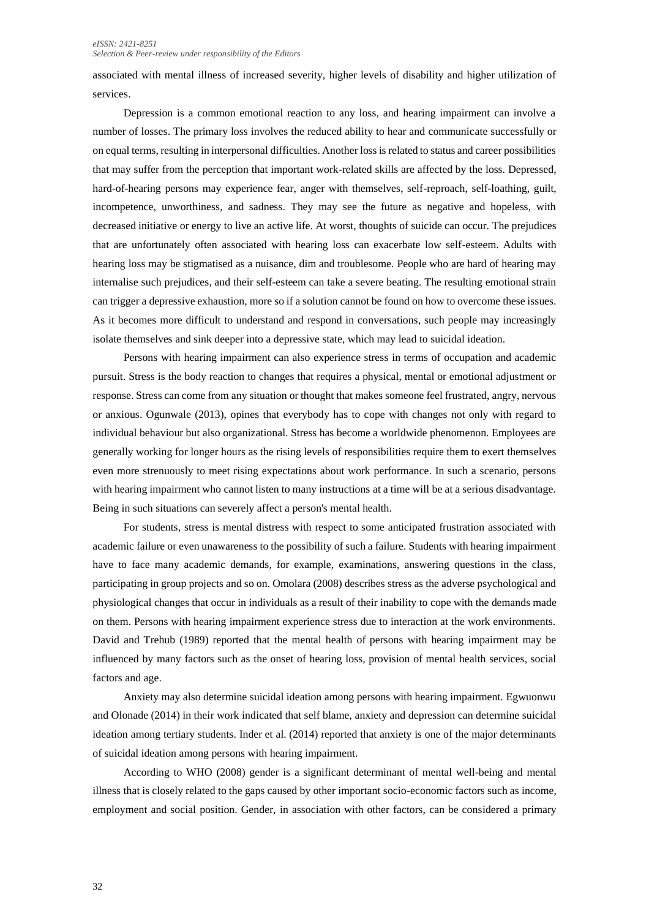associated with mental illness of increased severity, higher levels of disability and higher utilization of services.

Depression is a common emotional reaction to any loss, and hearing impairment can involve a number of losses. The primary loss involves the reduced ability to hear and communicate successfully or on equal terms, resulting in interpersonal difficulties. Another loss is related to status and career possibilities that may suffer from the perception that important work-related skills are affected by the loss. Depressed, hard-of-hearing persons may experience fear, anger with themselves, self-reproach, self-loathing, guilt, incompetence, unworthiness, and sadness. They may see the future as negative and hopeless, with decreased initiative or energy to live an active life. At worst, thoughts of suicide can occur. The prejudices that are unfortunately often associated with hearing loss can exacerbate low self-esteem. Adults with hearing loss may be stigmatised as a nuisance, dim and troublesome. People who are hard of hearing may internalise such prejudices, and their self-esteem can take a severe beating. The resulting emotional strain can trigger a depressive exhaustion, more so if a solution cannot be found on how to overcome these issues. As it becomes more difficult to understand and respond in conversations, such people may increasingly isolate themselves and sink deeper into a depressive state, which may lead to suicidal ideation.

Persons with hearing impairment can also experience stress in terms of occupation and academic pursuit. Stress is the body reaction to changes that requires a physical, mental or emotional adjustment or response. Stress can come from any situation or thought that makes someone feel frustrated, angry, nervous or anxious. Ogunwale (2013), opines that everybody has to cope with changes not only with regard to individual behaviour but also organizational. Stress has become a worldwide phenomenon. Employees are generally working for longer hours as the rising levels of responsibilities require them to exert themselves even more strenuously to meet rising expectations about work performance. In such a scenario, persons with hearing impairment who cannot listen to many instructions at a time will be at a serious disadvantage. Being in such situations can severely affect a person's mental health.

For students, stress is mental distress with respect to some anticipated frustration associated with academic failure or even unawareness to the possibility of such a failure. Students with hearing impairment have to face many academic demands, for example, examinations, answering questions in the class, participating in group projects and so on. Omolara (2008) describes stress as the adverse psychological and physiological changes that occur in individuals as a result of their inability to cope with the demands made on them. Persons with hearing impairment experience stress due to interaction at the work environments. David and Trehub (1989) reported that the mental health of persons with hearing impairment may be influenced by many factors such as the onset of hearing loss, provision of mental health services, social factors and age.

Anxiety may also determine suicidal ideation among persons with hearing impairment. Egwuonwu and Olonade (2014) in their work indicated that self blame, anxiety and depression can determine suicidal ideation among tertiary students. Inder et al. (2014) reported that anxiety is one of the major determinants of suicidal ideation among persons with hearing impairment.

According to WHO (2008) gender is a significant determinant of mental well-being and mental illness that is closely related to the gaps caused by other important socio-economic factors such as income, employment and social position. Gender, in association with other factors, can be considered a primary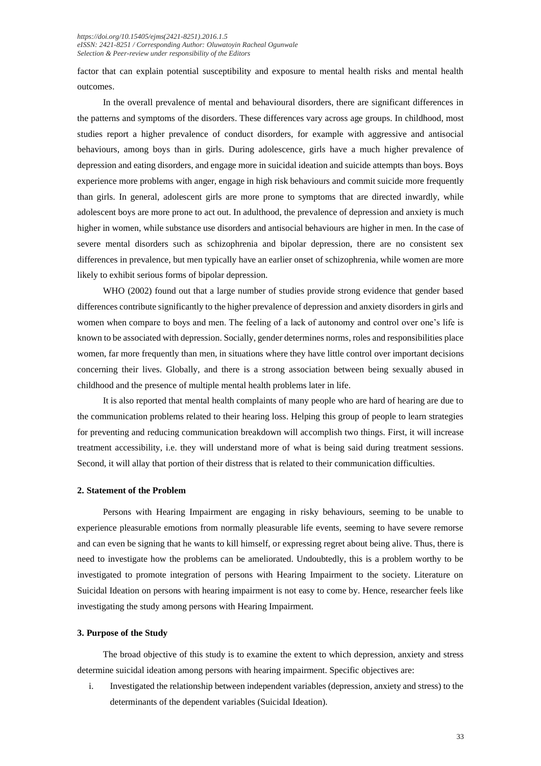factor that can explain potential susceptibility and exposure to mental health risks and mental health outcomes.

In the overall prevalence of mental and behavioural disorders, there are significant differences in the patterns and symptoms of the disorders. These differences vary across age groups. In childhood, most studies report a higher prevalence of conduct disorders, for example with aggressive and antisocial behaviours, among boys than in girls. During adolescence, girls have a much higher prevalence of depression and eating disorders, and engage more in suicidal ideation and suicide attempts than boys. Boys experience more problems with anger, engage in high risk behaviours and commit suicide more frequently than girls. In general, adolescent girls are more prone to symptoms that are directed inwardly, while adolescent boys are more prone to act out. In adulthood, the prevalence of depression and anxiety is much higher in women, while substance use disorders and antisocial behaviours are higher in men. In the case of severe mental disorders such as schizophrenia and bipolar depression, there are no consistent sex differences in prevalence, but men typically have an earlier onset of schizophrenia, while women are more likely to exhibit serious forms of bipolar depression.

WHO (2002) found out that a large number of studies provide strong evidence that gender based differences contribute significantly to the higher prevalence of depression and anxiety disorders in girls and women when compare to boys and men. The feeling of a lack of autonomy and control over one's life is known to be associated with depression. Socially, gender determines norms, roles and responsibilities place women, far more frequently than men, in situations where they have little control over important decisions concerning their lives. Globally, and there is a strong association between being sexually abused in childhood and the presence of multiple mental health problems later in life.

It is also reported that mental health complaints of many people who are hard of hearing are due to the communication problems related to their hearing loss. Helping this group of people to learn strategies for preventing and reducing communication breakdown will accomplish two things. First, it will increase treatment accessibility, i.e. they will understand more of what is being said during treatment sessions. Second, it will allay that portion of their distress that is related to their communication difficulties.

### 2. Statement of the Problem

Persons with Hearing Impairment are engaging in risky behaviours, seeming to be unable to experience pleasurable emotions from normally pleasurable life events, seeming to have severe remorse and can even be signing that he wants to kill himself, or expressing regret about being alive. Thus, there is need to investigate how the problems can be ameliorated. Undoubtedly, this is a problem worthy to be investigated to promote integration of persons with Hearing Impairment to the society. Literature on Suicidal Ideation on persons with hearing impairment is not easy to come by. Hence, researcher feels like investigating the study among persons with Hearing Impairment.

### 3. Purpose of the Study

The broad objective of this study is to examine the extent to which depression, anxiety and stress determine suicidal ideation among persons with hearing impairment. Specific objectives are:

i. Investigated the relationship between independent variables (depression, anxiety and stress) to the determinants of the dependent variables (Suicidal Ideation).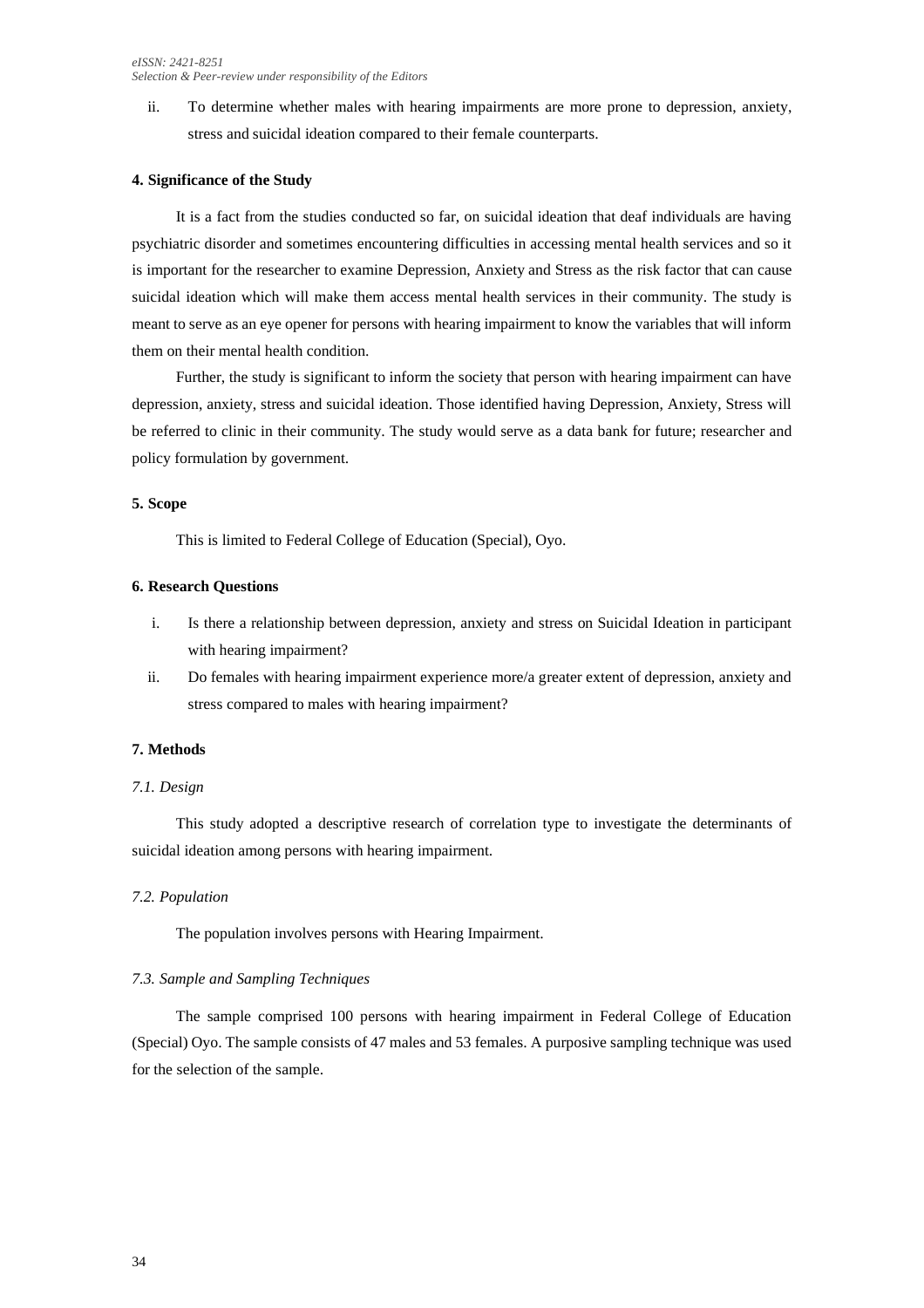ii. To determine whether males with hearing impairments are more prone to depression, anxiety, stress and suicidal ideation compared to their female counterparts.

## 4. Significance of the Study

It is a fact from the studies conducted so far, on suicidal ideation that deaf individuals are having psychiatric disorder and sometimes encountering difficulties in accessing mental health services and so it is important for the researcher to examine Depression, Anxiety and Stress as the risk factor that can cause suicidal ideation which will make them access mental health services in their community. The study is meant to serve as an eye opener for persons with hearing impairment to know the variables that will inform them on their mental health condition.

Further, the study is significant to inform the society that person with hearing impairment can have depression, anxiety, stress and suicidal ideation. Those identified having Depression, Anxiety, Stress will be referred to clinic in their community. The study would serve as a data bank for future; researcher and policy formulation by government.

## 5. Scope

This is limited to Federal College of Education (Special), Oyo.

## 6. Research Questions

i. Is there a relationship between depression, anxiety and stress on Suicidal Ideation in participant with hearing impairment?

ii. Do females with hearing impairment experience more/a greater extent of depression, anxiety and stress compared to males with hearing impairment?

## 7. Methods

### *7.1. Design*

This study adopted a descriptive research of correlation type to investigate the determinants of suicidal ideation among persons with hearing impairment.

### *7.2. Population*

The population involves persons with Hearing Impairment.

### *7.3. Sample and Sampling Techniques*

The sample comprised 100 persons with hearing impairment in Federal College of Education (Special) Oyo. The sample consists of 47 males and 53 females. A purposive sampling technique was used for the selection of the sample.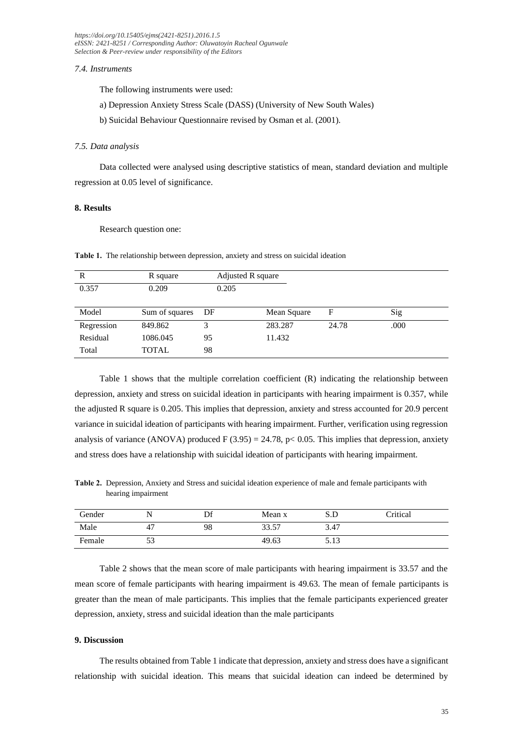### 7.4. Instruments

The following instruments were used:

a) Depression Anxiety Stress Scale (DASS) (University of New South Wales)

b) Suicidal Behaviour Questionnaire revised by Osman et al. (2001).

### 7.5. Data analysis

Data collected were analysed using descriptive statistics of mean, standard deviation and multiple regression at 0.05 level of significance.

## 8. Results

Research question one:

**Table 1.** The relationship between depression, anxiety and stress on suicidal ideation

| R | R square | Adjusted R square | | | |
|---|---|---|---|---|---|
| 0.357 | 0.209 | 0.205 | | | |
| **Model** | **Sum of squares** | **DF** | **Mean Square** | **F** | **Sig** |
| Regression | 849.862 | 3 | 283.287 | 24.78 | .000 |
| Residual | 1086.045 | 95 | 11.432 | | |
| Total | TOTAL | 98 | | | |

Table 1 shows that the multiple correlation coefficient (R) indicating the relationship between depression, anxiety and stress on suicidal ideation in participants with hearing impairment is 0.357, while the adjusted R square is 0.205. This implies that depression, anxiety and stress accounted for 20.9 percent variance in suicidal ideation of participants with hearing impairment. Further, verification using regression analysis of variance (ANOVA) produced $F (3.95) = 24.78$, $p< 0.05$. This implies that depression, anxiety and stress does have a relationship with suicidal ideation of participants with hearing impairment.

**Table 2.** Depression, Anxiety and Stress and suicidal ideation experience of male and female participants with hearing impairment

| Gender | N | Df | Mean x | S.D | Critical |
|---|---|---|---|---|---|
| Male | 47 | 98 | 33.57 | 3.47 | |
| Female | 53 | | 49.63 | 5.13 | |

Table 2 shows that the mean score of male participants with hearing impairment is 33.57 and the mean score of female participants with hearing impairment is 49.63. The mean of female participants is greater than the mean of male participants. This implies that the female participants experienced greater depression, anxiety, stress and suicidal ideation than the male participants

## 9. Discussion

The results obtained from Table 1 indicate that depression, anxiety and stress does have a significant relationship with suicidal ideation. This means that suicidal ideation can indeed be determined by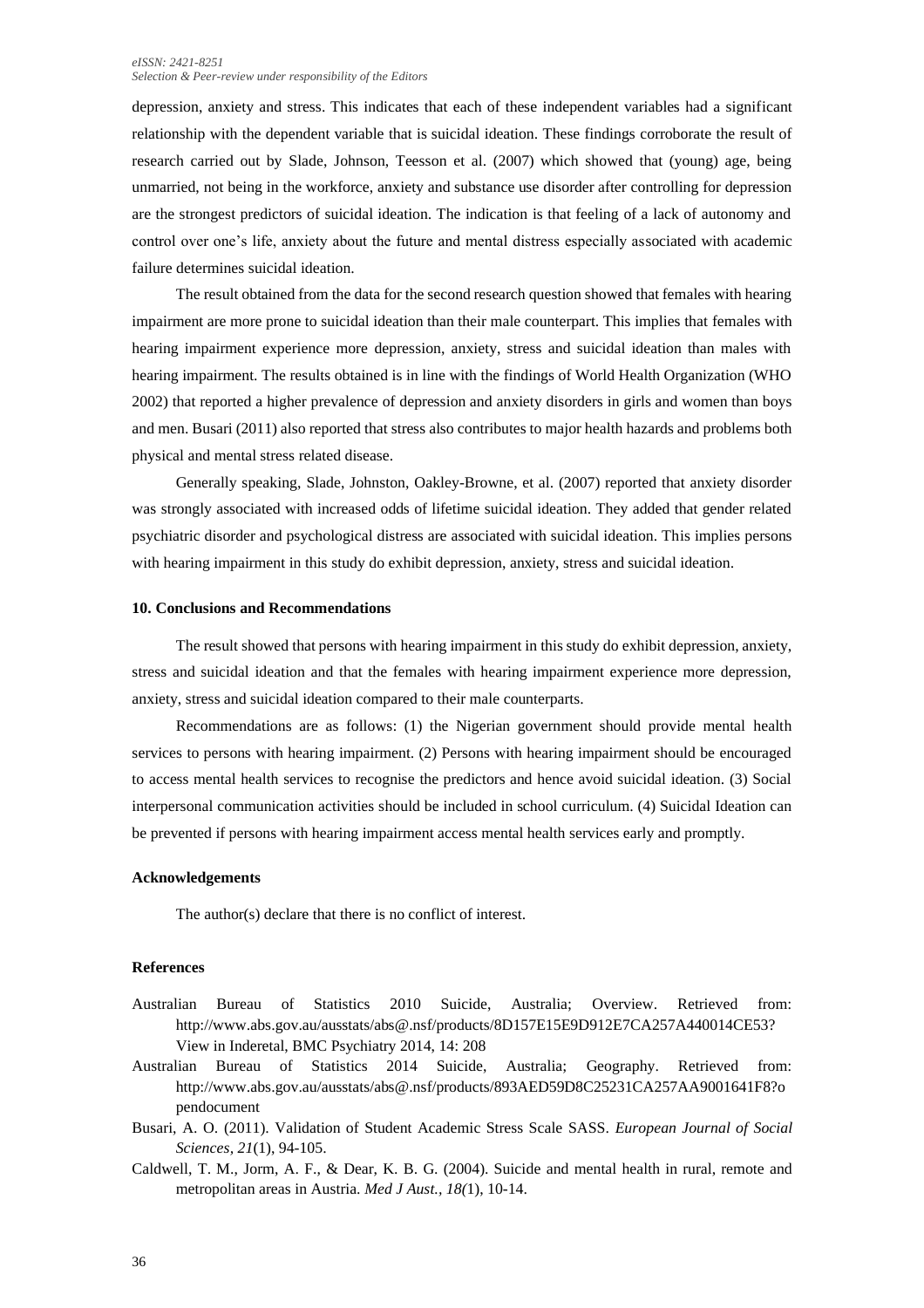depression, anxiety and stress. This indicates that each of these independent variables had a significant relationship with the dependent variable that is suicidal ideation. These findings corroborate the result of research carried out by Slade, Johnson, Teesson et al. (2007) which showed that (young) age, being unmarried, not being in the workforce, anxiety and substance use disorder after controlling for depression are the strongest predictors of suicidal ideation. The indication is that feeling of a lack of autonomy and control over one's life, anxiety about the future and mental distress especially associated with academic failure determines suicidal ideation.

The result obtained from the data for the second research question showed that females with hearing impairment are more prone to suicidal ideation than their male counterpart. This implies that females with hearing impairment experience more depression, anxiety, stress and suicidal ideation than males with hearing impairment. The results obtained is in line with the findings of World Health Organization (WHO 2002) that reported a higher prevalence of depression and anxiety disorders in girls and women than boys and men. Busari (2011) also reported that stress also contributes to major health hazards and problems both physical and mental stress related disease.

Generally speaking, Slade, Johnston, Oakley-Browne, et al. (2007) reported that anxiety disorder was strongly associated with increased odds of lifetime suicidal ideation. They added that gender related psychiatric disorder and psychological distress are associated with suicidal ideation. This implies persons with hearing impairment in this study do exhibit depression, anxiety, stress and suicidal ideation.

## 10. Conclusions and Recommendations

The result showed that persons with hearing impairment in this study do exhibit depression, anxiety, stress and suicidal ideation and that the females with hearing impairment experience more depression, anxiety, stress and suicidal ideation compared to their male counterparts.

Recommendations are as follows: (1) the Nigerian government should provide mental health services to persons with hearing impairment. (2) Persons with hearing impairment should be encouraged to access mental health services to recognise the predictors and hence avoid suicidal ideation. (3) Social interpersonal communication activities should be included in school curriculum. (4) Suicidal Ideation can be prevented if persons with hearing impairment access mental health services early and promptly.

## Acknowledgements

The author(s) declare that there is no conflict of interest.

## References

Australian Bureau of Statistics 2010 Suicide, Australia; Overview. Retrieved from: http://www.abs.gov.au/ausstats/abs@.nsf/products/8D157E15E9D912E7CA257A440014CE53?View in Inderetal, BMC Psychiatry 2014, 14: 208

Australian Bureau of Statistics 2014 Suicide, Australia; Geography. Retrieved from: http://www.abs.gov.au/ausstats/abs@.nsf/products/893AED59D8C25231CA257AA9001641F8?opendocument

Busari, A. O. (2011). Validation of Student Academic Stress Scale SASS. *European Journal of Social Sciences, 21*(1), 94-105.

Caldwell, T. M., Jorm, A. F., & Dear, K. B. G. (2004). Suicide and mental health in rural, remote and metropolitan areas in Austria. *Med J Aust., 18(*1), 10-14.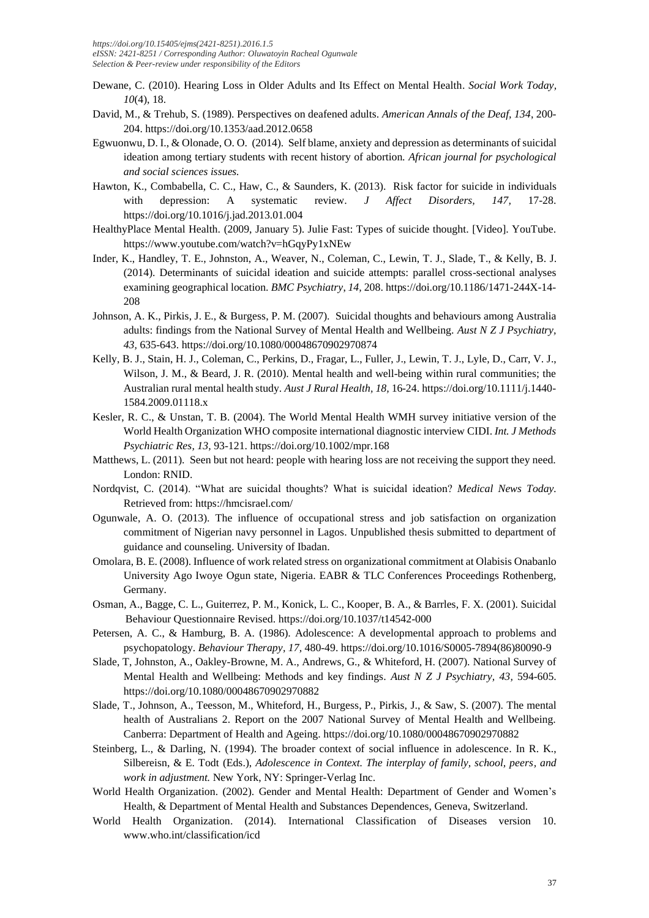Dewane, C. (2010). Hearing Loss in Older Adults and Its Effect on Mental Health. *Social Work Today, 10*(4), 18.

David, M., & Trehub, S. (1989). Perspectives on deafened adults. *American Annals of the Deaf, 134*, 200-204. https://doi.org/10.1353/aad.2012.0658

Egwuonwu, D. I., & Olonade, O. O. (2014). Self blame, anxiety and depression as determinants of suicidal ideation among tertiary students with recent history of abortion. *African journal for psychological and social sciences issues.*

Hawton, K., Combabella, C. C., Haw, C., & Saunders, K. (2013). Risk factor for suicide in individuals with depression: A systematic review. *J Affect Disorders, 147,* 17-28. https://doi.org/10.1016/j.jad.2013.01.004

HealthyPlace Mental Health. (2009, January 5). Julie Fast: Types of suicide thought. [Video]. YouTube. https://www.youtube.com/watch?v=hGqyPy1xNEw

Inder, K., Handley, T. E., Johnston, A., Weaver, N., Coleman, C., Lewin, T. J., Slade, T., & Kelly, B. J. (2014). Determinants of suicidal ideation and suicide attempts: parallel cross-sectional analyses examining geographical location. *BMC Psychiatry*, *14,* 208. https://doi.org/10.1186/1471-244X-14-208

Johnson, A. K., Pirkis, J. E., & Burgess, P. M. (2007). Suicidal thoughts and behaviours among Australia adults: findings from the National Survey of Mental Health and Wellbeing. *Aust N Z J Psychiatry, 43,* 635-643. https://doi.org/10.1080/00048670902970874

Kelly, B. J., Stain, H. J., Coleman, C., Perkins, D., Fragar, L., Fuller, J., Lewin, T. J., Lyle, D., Carr, V. J., Wilson, J. M., & Beard, J. R. (2010). Mental health and well-being within rural communities; the Australian rural mental health study. *Aust J Rural Health, 18,* 16-24. https://doi.org/10.1111/j.1440-1584.2009.01118.x

Kesler, R. C., & Unstan, T. B. (2004). The World Mental Health WMH survey initiative version of the World Health Organization WHO composite international diagnostic interview CIDI. *Int. J Methods Psychiatric Res, 13,* 93-121. https://doi.org/10.1002/mpr.168

Matthews, L. (2011). Seen but not heard: people with hearing loss are not receiving the support they need. London: RNID.

Nordqvist, C. (2014). "What are suicidal thoughts? What is suicidal ideation? *Medical News Today.* Retrieved from: https://hmcisrael.com/

Ogunwale, A. O. (2013). The influence of occupational stress and job satisfaction on organization commitment of Nigerian navy personnel in Lagos. Unpublished thesis submitted to department of guidance and counseling. University of Ibadan.

Omolara, B. E. (2008). Influence of work related stress on organizational commitment at Olabisis Onabanlo University Ago Iwoye Ogun state, Nigeria. EABR & TLC Conferences Proceedings Rothenberg, Germany.

Osman, A., Bagge, C. L., Guiterrez, P. M., Konick, L. C., Kooper, B. A., & Barrles, F. X. (2001). Suicidal Behaviour Questionnaire Revised. https://doi.org/10.1037/t14542-000

Petersen, A. C., & Hamburg, B. A. (1986). Adolescence: A developmental approach to problems and psychopatology. *Behaviour Therapy, 17,* 480-49. https://doi.org/10.1016/S0005-7894(86)80090-9

Slade, T, Johnston, A., Oakley-Browne, M. A., Andrews, G., & Whiteford, H. (2007). National Survey of Mental Health and Wellbeing: Methods and key findings. *Aust N Z J Psychiatry, 43,* 594-605. https://doi.org/10.1080/00048670902970882

Slade, T., Johnson, A., Teesson, M., Whiteford, H., Burgess, P., Pirkis, J., & Saw, S. (2007). The mental health of Australians 2. Report on the 2007 National Survey of Mental Health and Wellbeing. Canberra: Department of Health and Ageing. https://doi.org/10.1080/00048670902970882

Steinberg, L., & Darling, N. (1994). The broader context of social influence in adolescence. In R. K., Silbereisn, & E. Todt (Eds.), *Adolescence in Context. The interplay of family, school, peers, and work in adjustment.* New York, NY: Springer-Verlag Inc.

World Health Organization. (2002). Gender and Mental Health: Department of Gender and Women's Health, & Department of Mental Health and Substances Dependences, Geneva, Switzerland.

World Health Organization. (2014). International Classification of Diseases version 10. www.who.int/classification/icd